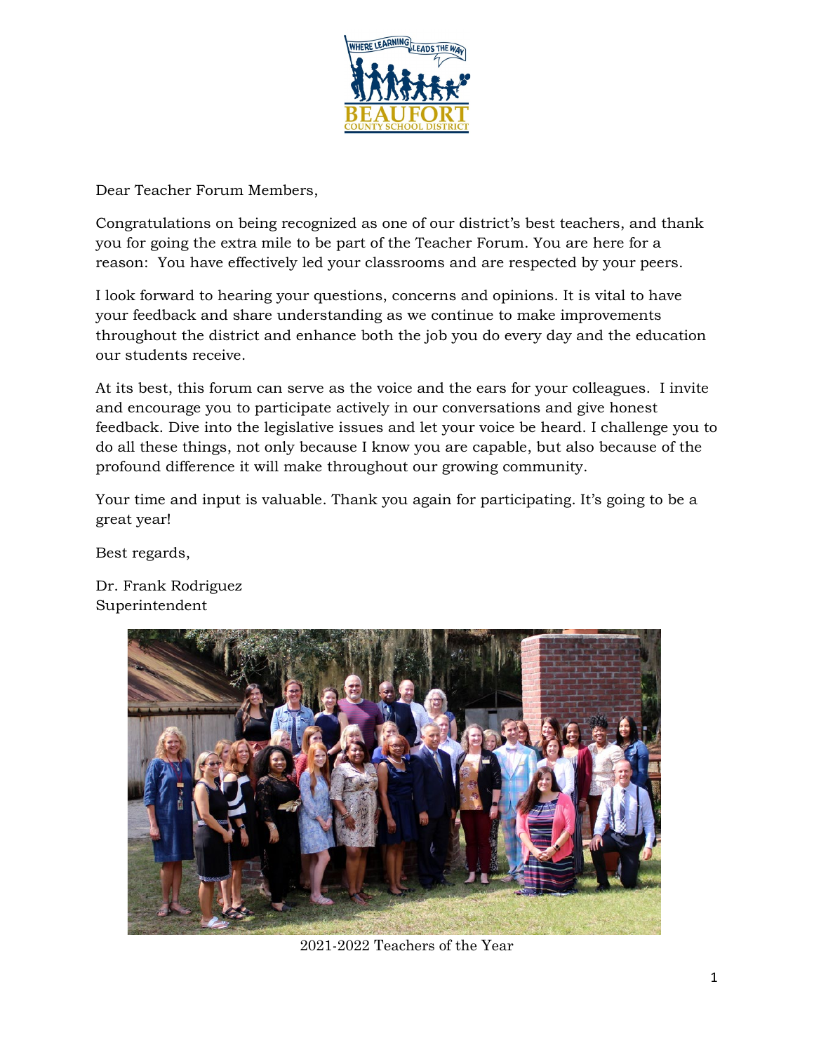Dear Teacher Forum Members,

Congratulations on being recognized as one of our district's best teachers, and thank you for going the extra mile to be part of the Teacher Forum. You are here for a reason: You have effectively led your classrooms and are respected by your peers.

I look forward to hearing your questions, concerns and opinions. It is vital to have your feedback and share understanding as we continue to make improvements throughout the district and enhance both the job you do every day and the education our students receive.

At its best, this forum can serve as the voice and the ears for your colleagues. I invite and encourage you to participate actively in our conversations and give honest feedback. Dive into the legislative issues and let your voice be heard. I challenge you to do all these things, not only because I know you are capable, but also because of the profound difference it will make throughout our growing community.

Your time and input is valuable. Thank you again for participating. It's going to be a great year!

Best regards,

Dr. Frank Rodriguez
Superintendent

2021-2022 Teachers of the Year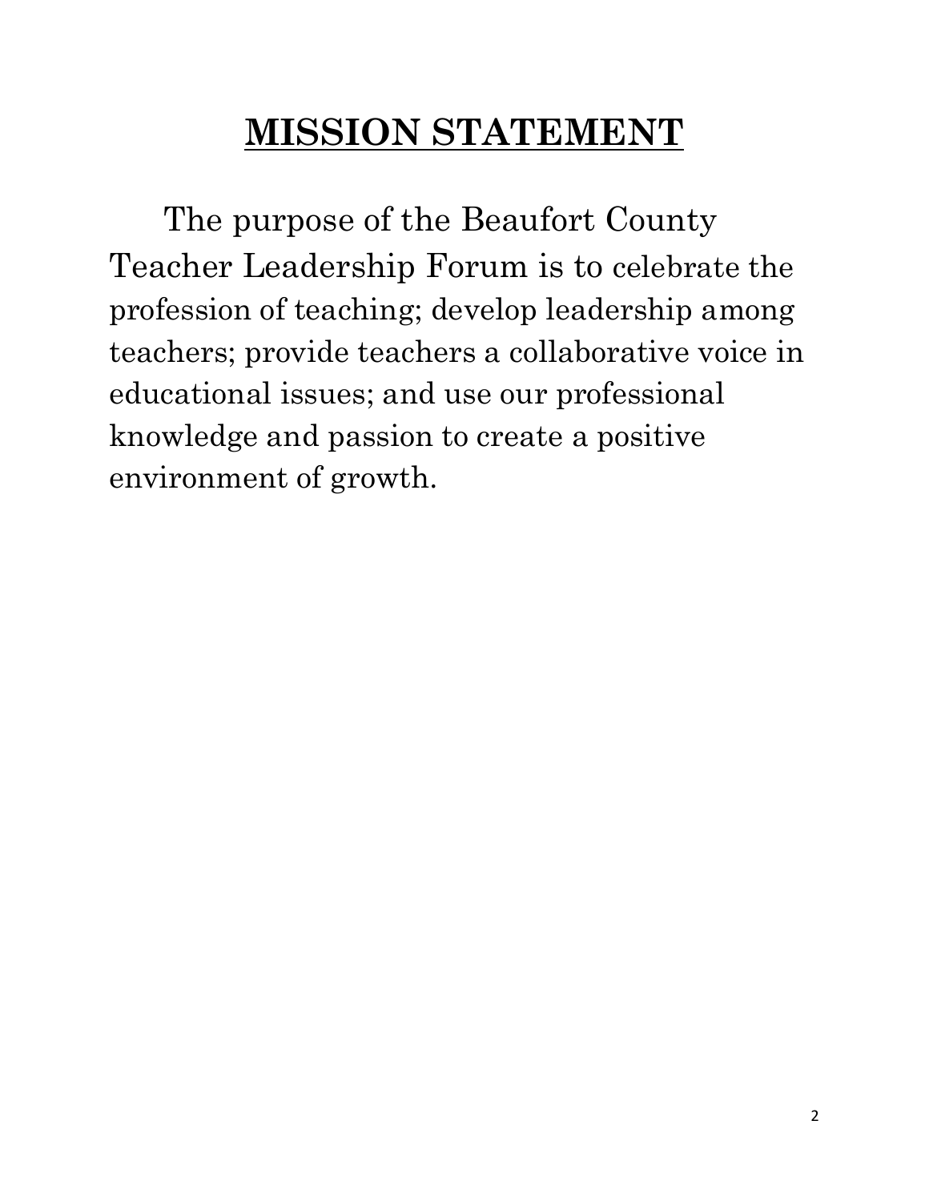# **MISSION STATEMENT**

The purpose of the Beaufort County Teacher Leadership Forum is to celebrate the profession of teaching; develop leadership among teachers; provide teachers a collaborative voice in educational issues; and use our professional knowledge and passion to create a positive environment of growth.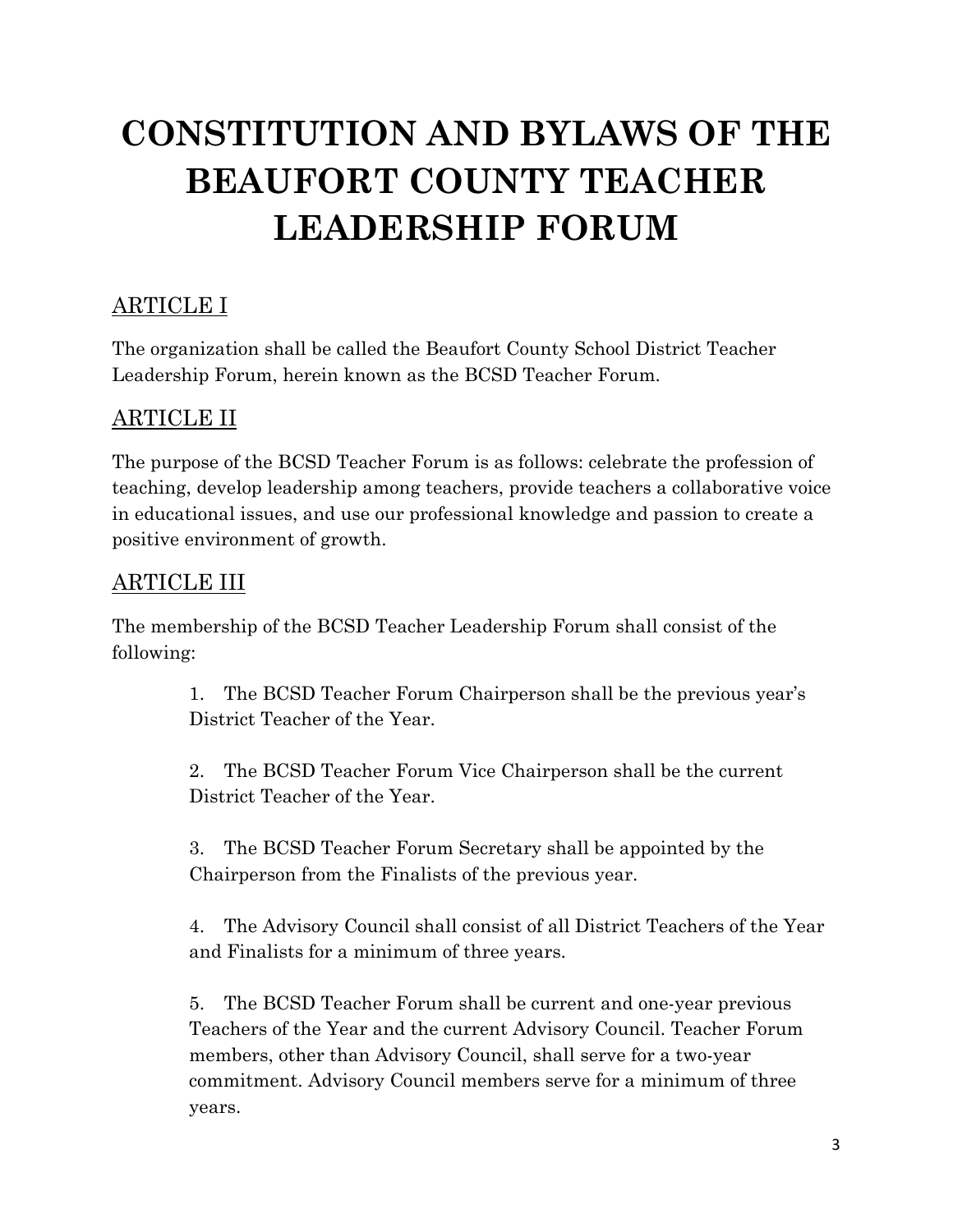# CONSTITUTION AND BYLAWS OF THE BEAUFORT COUNTY TEACHER LEADERSHIP FORUM

## ARTICLE I

The organization shall be called the Beaufort County School District Teacher Leadership Forum, herein known as the BCSD Teacher Forum.

## ARTICLE II

The purpose of the BCSD Teacher Forum is as follows: celebrate the profession of teaching, develop leadership among teachers, provide teachers a collaborative voice in educational issues, and use our professional knowledge and passion to create a positive environment of growth.

## ARTICLE III

The membership of the BCSD Teacher Leadership Forum shall consist of the following:

1. The BCSD Teacher Forum Chairperson shall be the previous year's District Teacher of the Year.

2. The BCSD Teacher Forum Vice Chairperson shall be the current District Teacher of the Year.

3. The BCSD Teacher Forum Secretary shall be appointed by the Chairperson from the Finalists of the previous year.

4. The Advisory Council shall consist of all District Teachers of the Year and Finalists for a minimum of three years.

5. The BCSD Teacher Forum shall be current and one-year previous Teachers of the Year and the current Advisory Council. Teacher Forum members, other than Advisory Council, shall serve for a two-year commitment. Advisory Council members serve for a minimum of three years.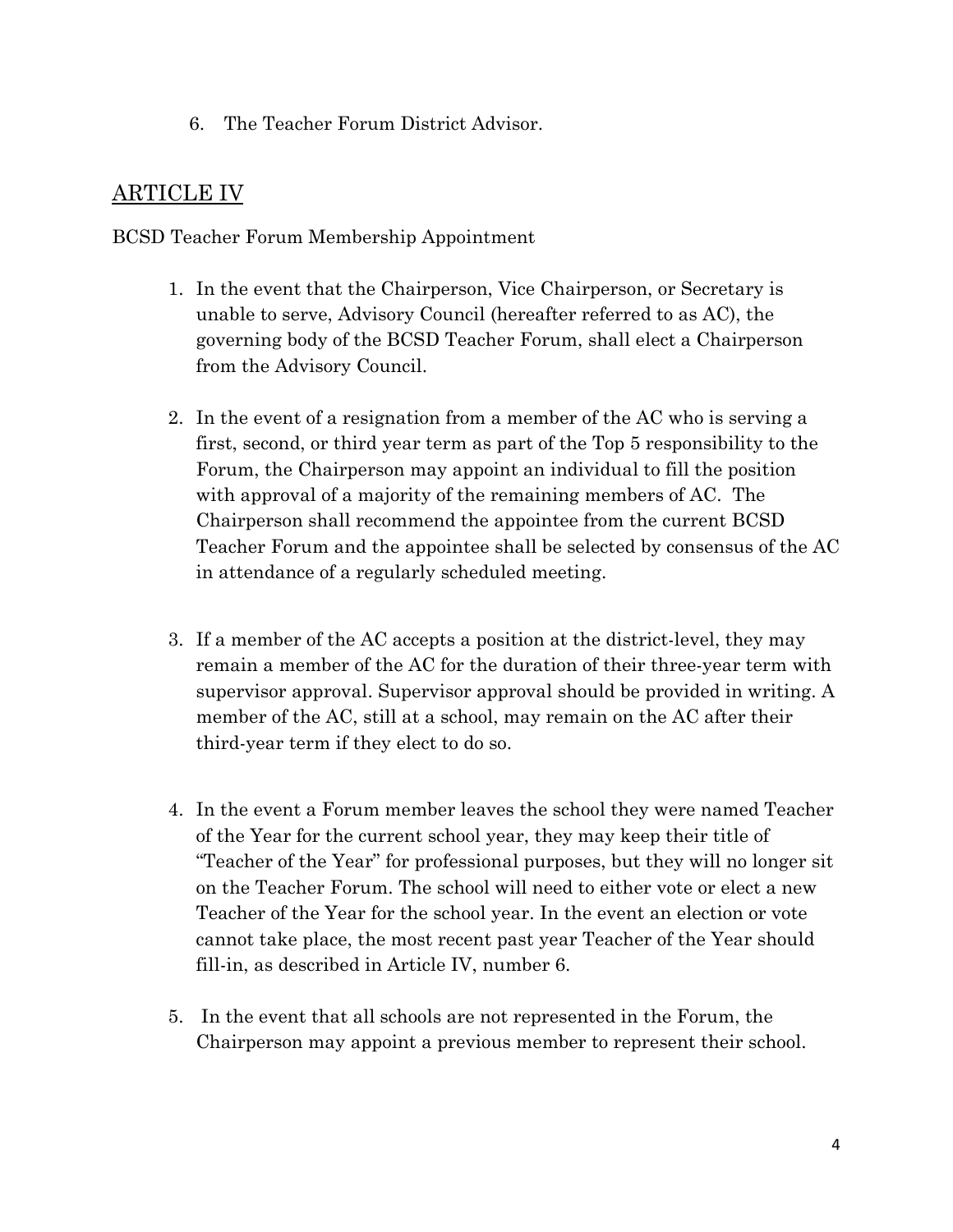6. The Teacher Forum District Advisor.

## ARTICLE IV

BCSD Teacher Forum Membership Appointment

1. In the event that the Chairperson, Vice Chairperson, or Secretary is unable to serve, Advisory Council (hereafter referred to as AC), the governing body of the BCSD Teacher Forum, shall elect a Chairperson from the Advisory Council.

2. In the event of a resignation from a member of the AC who is serving a first, second, or third year term as part of the Top 5 responsibility to the Forum, the Chairperson may appoint an individual to fill the position with approval of a majority of the remaining members of AC. The Chairperson shall recommend the appointee from the current BCSD Teacher Forum and the appointee shall be selected by consensus of the AC in attendance of a regularly scheduled meeting.

3. If a member of the AC accepts a position at the district-level, they may remain a member of the AC for the duration of their three-year term with supervisor approval. Supervisor approval should be provided in writing. A member of the AC, still at a school, may remain on the AC after their third-year term if they elect to do so.

4. In the event a Forum member leaves the school they were named Teacher of the Year for the current school year, they may keep their title of "Teacher of the Year" for professional purposes, but they will no longer sit on the Teacher Forum. The school will need to either vote or elect a new Teacher of the Year for the school year. In the event an election or vote cannot take place, the most recent past year Teacher of the Year should fill-in, as described in Article IV, number 6.

5. In the event that all schools are not represented in the Forum, the Chairperson may appoint a previous member to represent their school.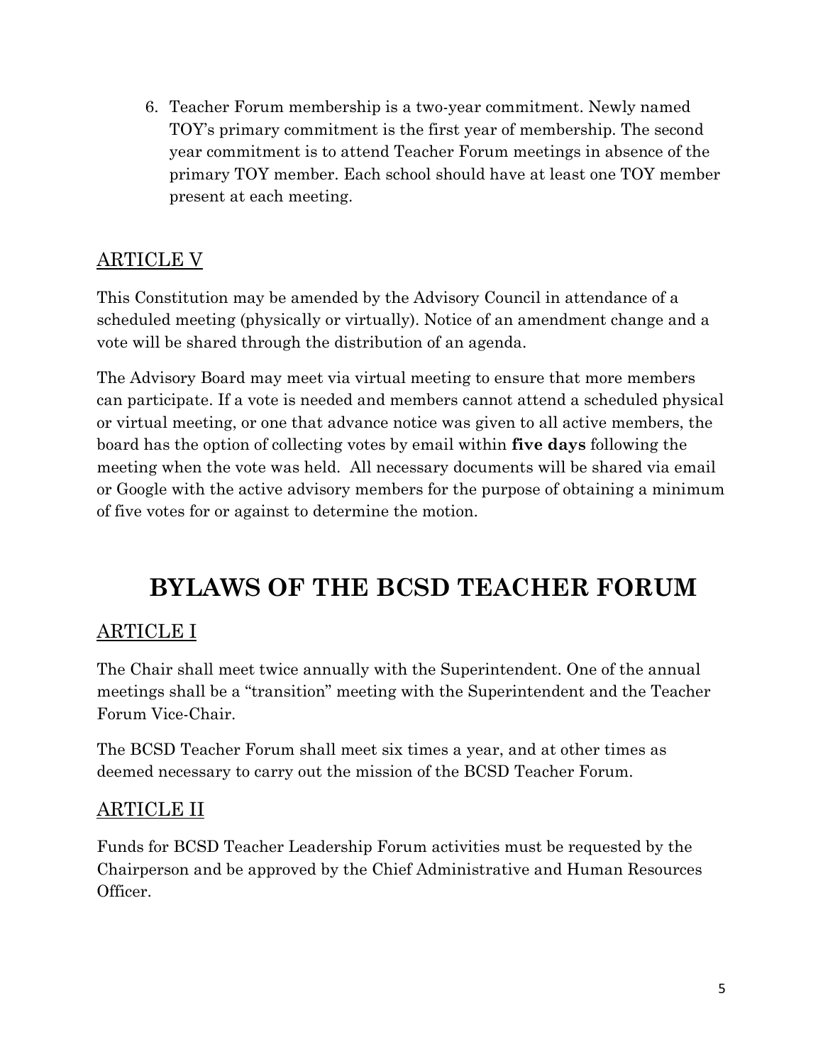6. Teacher Forum membership is a two-year commitment. Newly named TOY's primary commitment is the first year of membership. The second year commitment is to attend Teacher Forum meetings in absence of the primary TOY member. Each school should have at least one TOY member present at each meeting.

## ARTICLE V

This Constitution may be amended by the Advisory Council in attendance of a scheduled meeting (physically or virtually). Notice of an amendment change and a vote will be shared through the distribution of an agenda.

The Advisory Board may meet via virtual meeting to ensure that more members can participate. If a vote is needed and members cannot attend a scheduled physical or virtual meeting, or one that advance notice was given to all active members, the board has the option of collecting votes by email within **five days** following the meeting when the vote was held. All necessary documents will be shared via email or Google with the active advisory members for the purpose of obtaining a minimum of five votes for or against to determine the motion.

# BYLAWS OF THE BCSD TEACHER FORUM

## ARTICLE I

The Chair shall meet twice annually with the Superintendent. One of the annual meetings shall be a "transition" meeting with the Superintendent and the Teacher Forum Vice-Chair.

The BCSD Teacher Forum shall meet six times a year, and at other times as deemed necessary to carry out the mission of the BCSD Teacher Forum.

## ARTICLE II

Funds for BCSD Teacher Leadership Forum activities must be requested by the Chairperson and be approved by the Chief Administrative and Human Resources Officer.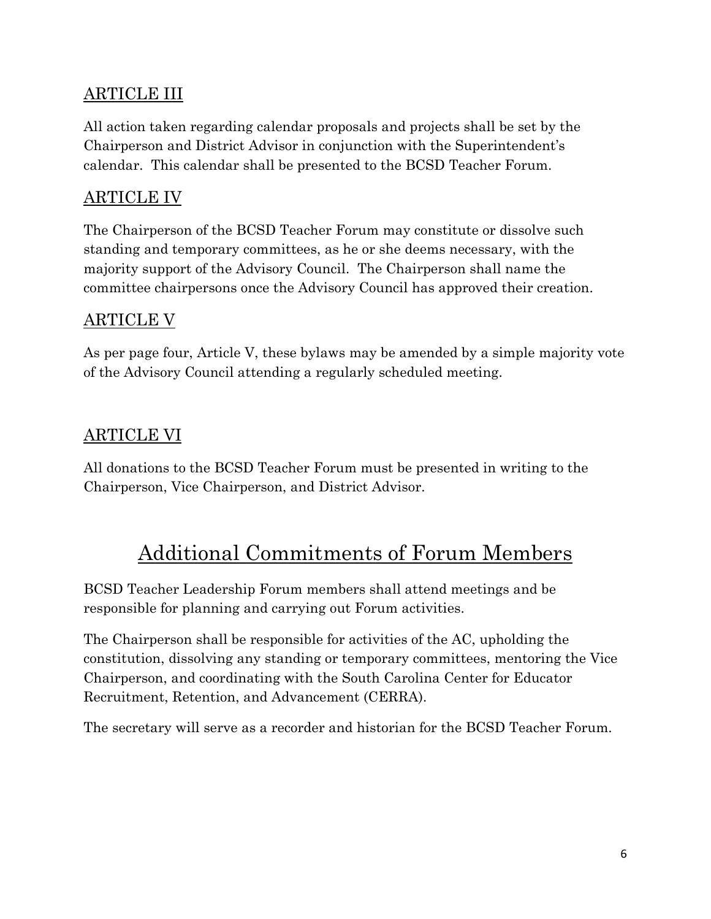## ARTICLE III

All action taken regarding calendar proposals and projects shall be set by the Chairperson and District Advisor in conjunction with the Superintendent's calendar. This calendar shall be presented to the BCSD Teacher Forum.

## ARTICLE IV

The Chairperson of the BCSD Teacher Forum may constitute or dissolve such standing and temporary committees, as he or she deems necessary, with the majority support of the Advisory Council. The Chairperson shall name the committee chairpersons once the Advisory Council has approved their creation.

## ARTICLE V

As per page four, Article V, these bylaws may be amended by a simple majority vote of the Advisory Council attending a regularly scheduled meeting.

## ARTICLE VI

All donations to the BCSD Teacher Forum must be presented in writing to the Chairperson, Vice Chairperson, and District Advisor.

# Additional Commitments of Forum Members

BCSD Teacher Leadership Forum members shall attend meetings and be responsible for planning and carrying out Forum activities.

The Chairperson shall be responsible for activities of the AC, upholding the constitution, dissolving any standing or temporary committees, mentoring the Vice Chairperson, and coordinating with the South Carolina Center for Educator Recruitment, Retention, and Advancement (CERRA).

The secretary will serve as a recorder and historian for the BCSD Teacher Forum.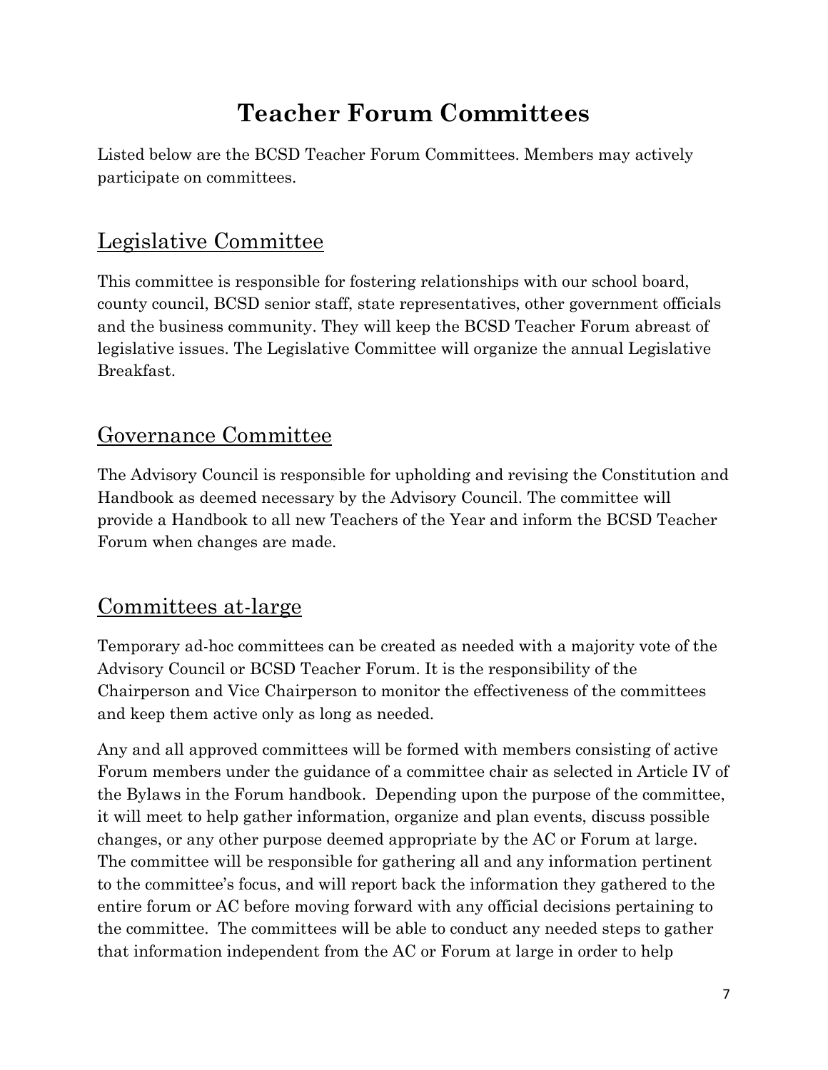# Teacher Forum Committees

Listed below are the BCSD Teacher Forum Committees. Members may actively participate on committees.

## Legislative Committee

This committee is responsible for fostering relationships with our school board, county council, BCSD senior staff, state representatives, other government officials and the business community. They will keep the BCSD Teacher Forum abreast of legislative issues. The Legislative Committee will organize the annual Legislative Breakfast.

## Governance Committee

The Advisory Council is responsible for upholding and revising the Constitution and Handbook as deemed necessary by the Advisory Council. The committee will provide a Handbook to all new Teachers of the Year and inform the BCSD Teacher Forum when changes are made.

## Committees at-large

Temporary ad-hoc committees can be created as needed with a majority vote of the Advisory Council or BCSD Teacher Forum. It is the responsibility of the Chairperson and Vice Chairperson to monitor the effectiveness of the committees and keep them active only as long as needed.

Any and all approved committees will be formed with members consisting of active Forum members under the guidance of a committee chair as selected in Article IV of the Bylaws in the Forum handbook. Depending upon the purpose of the committee, it will meet to help gather information, organize and plan events, discuss possible changes, or any other purpose deemed appropriate by the AC or Forum at large. The committee will be responsible for gathering all and any information pertinent to the committee's focus, and will report back the information they gathered to the entire forum or AC before moving forward with any official decisions pertaining to the committee. The committees will be able to conduct any needed steps to gather that information independent from the AC or Forum at large in order to help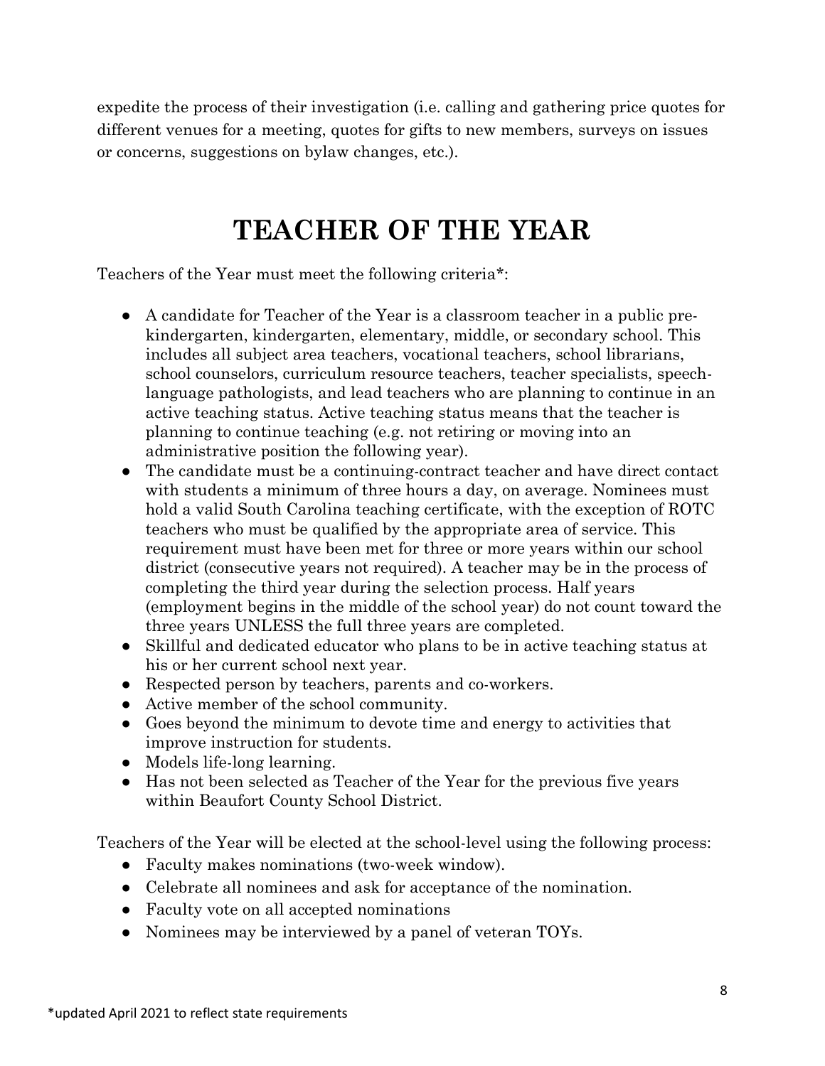expedite the process of their investigation (i.e. calling and gathering price quotes for different venues for a meeting, quotes for gifts to new members, surveys on issues or concerns, suggestions on bylaw changes, etc.).

# TEACHER OF THE YEAR

Teachers of the Year must meet the following criteria*:

- A candidate for Teacher of the Year is a classroom teacher in a public pre-kindergarten, kindergarten, elementary, middle, or secondary school. This includes all subject area teachers, vocational teachers, school librarians, school counselors, curriculum resource teachers, teacher specialists, speech-language pathologists, and lead teachers who are planning to continue in an active teaching status. Active teaching status means that the teacher is planning to continue teaching (e.g. not retiring or moving into an administrative position the following year).
- The candidate must be a continuing-contract teacher and have direct contact with students a minimum of three hours a day, on average. Nominees must hold a valid South Carolina teaching certificate, with the exception of ROTC teachers who must be qualified by the appropriate area of service. This requirement must have been met for three or more years within our school district (consecutive years not required). A teacher may be in the process of completing the third year during the selection process. Half years (employment begins in the middle of the school year) do not count toward the three years UNLESS the full three years are completed.
- Skillful and dedicated educator who plans to be in active teaching status at his or her current school next year.
- Respected person by teachers, parents and co-workers.
- Active member of the school community.
- Goes beyond the minimum to devote time and energy to activities that improve instruction for students.
- Models life-long learning.
- Has not been selected as Teacher of the Year for the previous five years within Beaufort County School District.

Teachers of the Year will be elected at the school-level using the following process:

- Faculty makes nominations (two-week window).
- Celebrate all nominees and ask for acceptance of the nomination.
- Faculty vote on all accepted nominations
- Nominees may be interviewed by a panel of veteran TOYs.

*updated April 2021 to reflect state requirements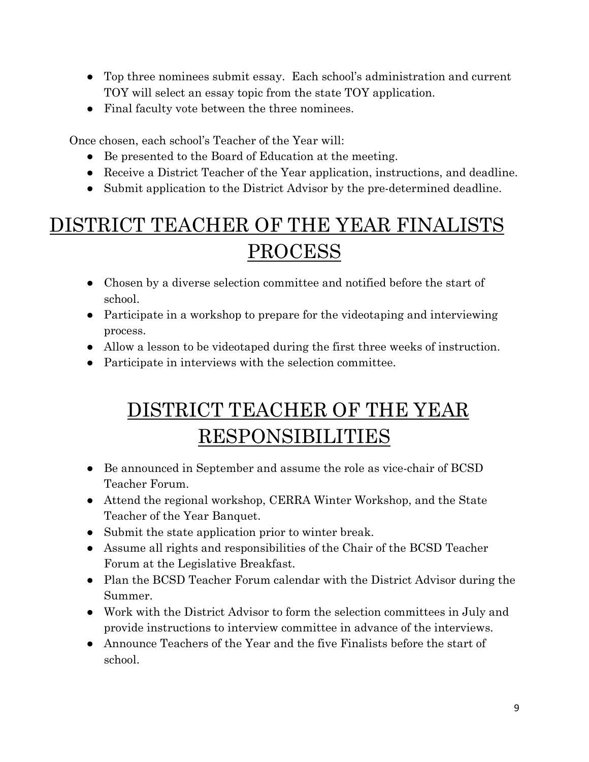- Top three nominees submit essay. Each school's administration and current TOY will select an essay topic from the state TOY application.
- Final faculty vote between the three nominees.

Once chosen, each school's Teacher of the Year will:

- Be presented to the Board of Education at the meeting.
- Receive a District Teacher of the Year application, instructions, and deadline.
- Submit application to the District Advisor by the pre-determined deadline.

# DISTRICT TEACHER OF THE YEAR FINALISTS PROCESS

- Chosen by a diverse selection committee and notified before the start of school.
- Participate in a workshop to prepare for the videotaping and interviewing process.
- Allow a lesson to be videotaped during the first three weeks of instruction.
- Participate in interviews with the selection committee.

# DISTRICT TEACHER OF THE YEAR RESPONSIBILITIES

- Be announced in September and assume the role as vice-chair of BCSD Teacher Forum.
- Attend the regional workshop, CERRA Winter Workshop, and the State Teacher of the Year Banquet.
- Submit the state application prior to winter break.
- Assume all rights and responsibilities of the Chair of the BCSD Teacher Forum at the Legislative Breakfast.
- Plan the BCSD Teacher Forum calendar with the District Advisor during the Summer.
- Work with the District Advisor to form the selection committees in July and provide instructions to interview committee in advance of the interviews.
- Announce Teachers of the Year and the five Finalists before the start of school.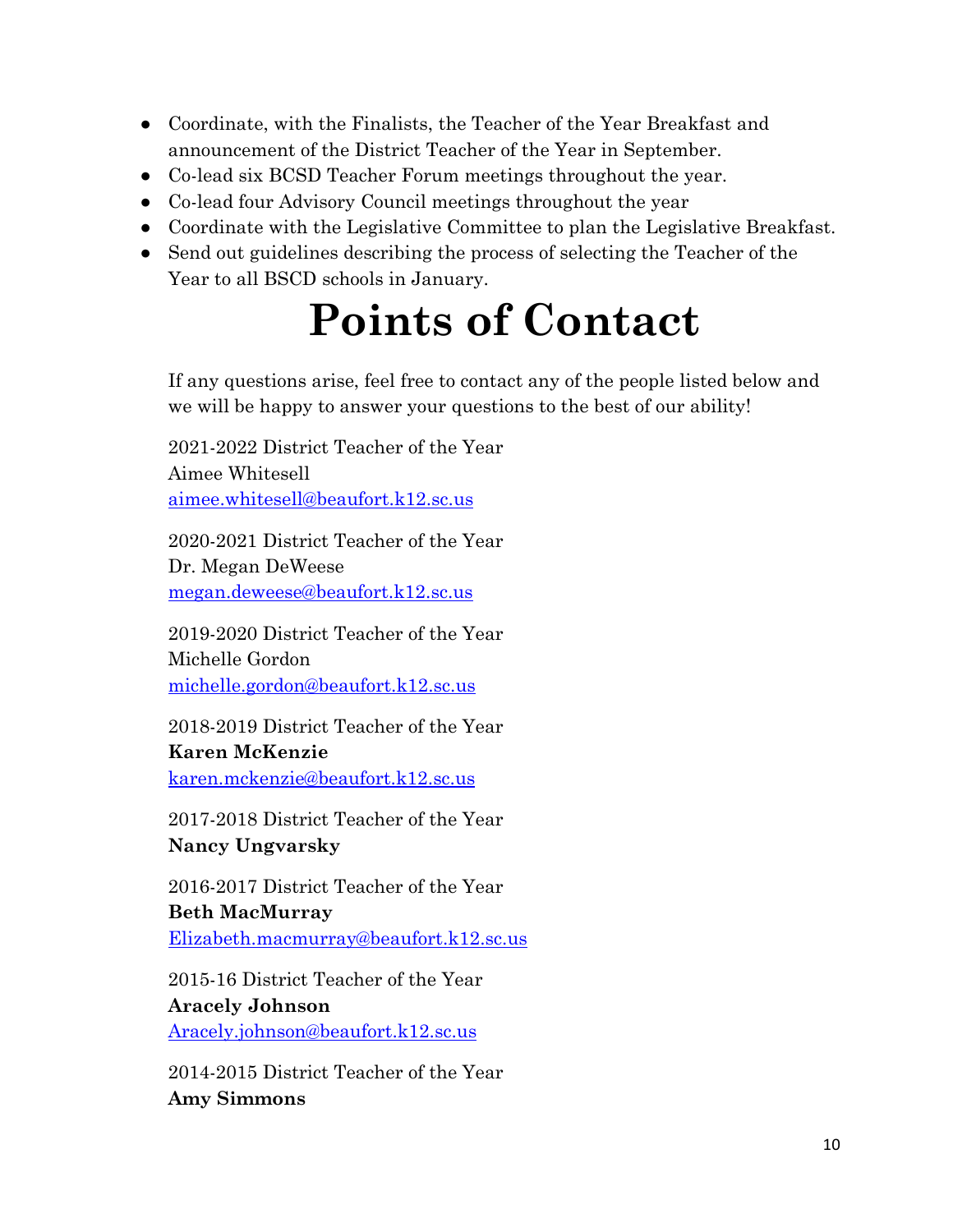- Coordinate, with the Finalists, the Teacher of the Year Breakfast and announcement of the District Teacher of the Year in September.
- Co-lead six BCSD Teacher Forum meetings throughout the year.
- Co-lead four Advisory Council meetings throughout the year
- Coordinate with the Legislative Committee to plan the Legislative Breakfast.
- Send out guidelines describing the process of selecting the Teacher of the Year to all BSCD schools in January.

# Points of Contact

If any questions arise, feel free to contact any of the people listed below and we will be happy to answer your questions to the best of our ability!

2021-2022 District Teacher of the Year
Aimee Whitesell
aimee.whitesell@beaufort.k12.sc.us

2020-2021 District Teacher of the Year
Dr. Megan DeWeese
megan.deweese@beaufort.k12.sc.us

2019-2020 District Teacher of the Year
Michelle Gordon
michelle.gordon@beaufort.k12.sc.us

2018-2019 District Teacher of the Year
**Karen McKenzie**
karen.mckenzie@beaufort.k12.sc.us

2017-2018 District Teacher of the Year
**Nancy Ungvarsky**

2016-2017 District Teacher of the Year
**Beth MacMurray**
Elizabeth.macmurray@beaufort.k12.sc.us

2015-16 District Teacher of the Year
**Aracely Johnson**
Aracely.johnson@beaufort.k12.sc.us

2014-2015 District Teacher of the Year
**Amy Simmons**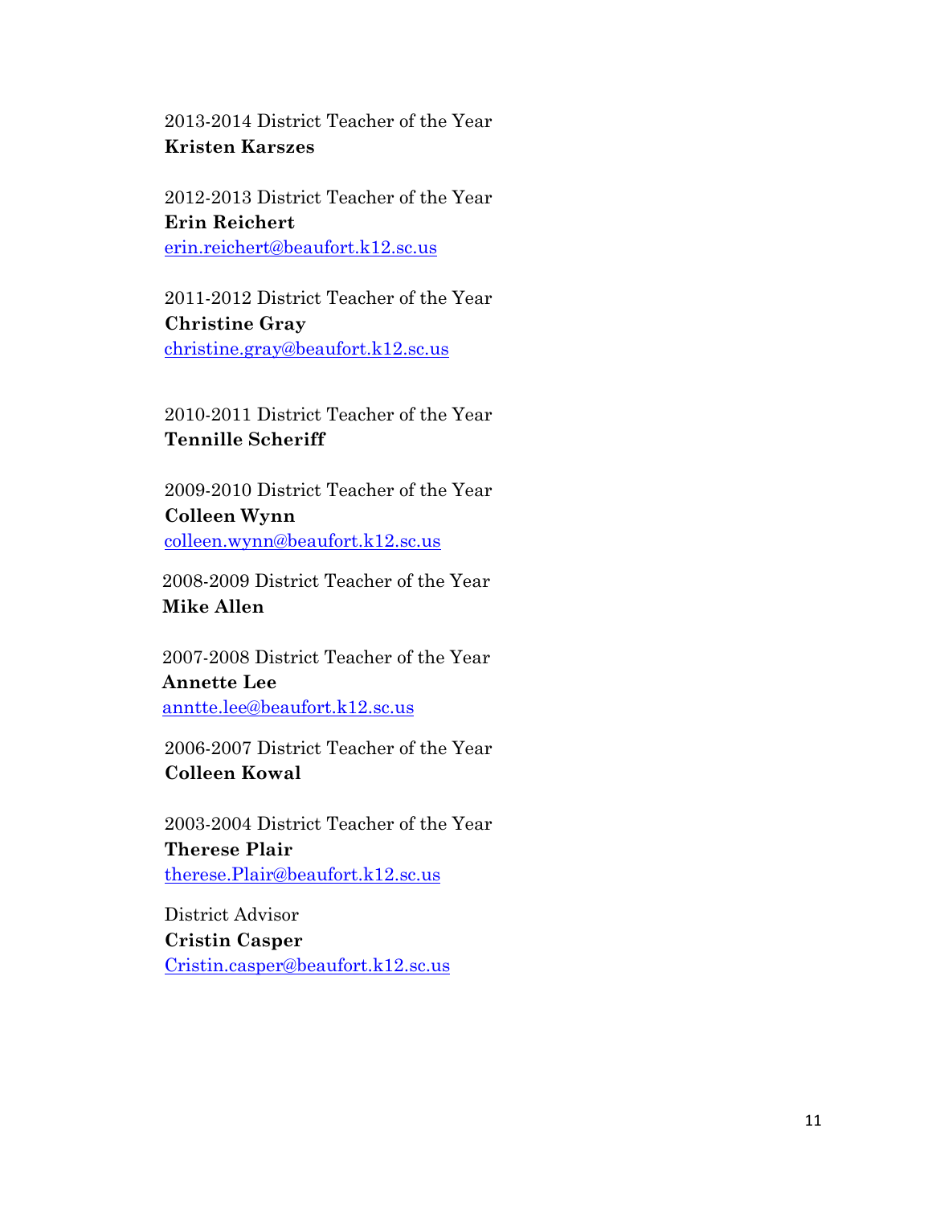2013-2014 District Teacher of the Year
**Kristen Karszes**

2012-2013 District Teacher of the Year
**Erin Reichert**
erin.reichert@beaufort.k12.sc.us

2011-2012 District Teacher of the Year
**Christine Gray**
christine.gray@beaufort.k12.sc.us

2010-2011 District Teacher of the Year
**Tennille Scheriff**

2009-2010 District Teacher of the Year
**Colleen Wynn**
colleen.wynn@beaufort.k12.sc.us

2008-2009 District Teacher of the Year
**Mike Allen**

2007-2008 District Teacher of the Year
**Annette Lee**
anntte.lee@beaufort.k12.sc.us

2006-2007 District Teacher of the Year
**Colleen Kowal**

2003-2004 District Teacher of the Year
**Therese Plair**
therese.Plair@beaufort.k12.sc.us

District Advisor
**Cristin Casper**
Cristin.casper@beaufort.k12.sc.us